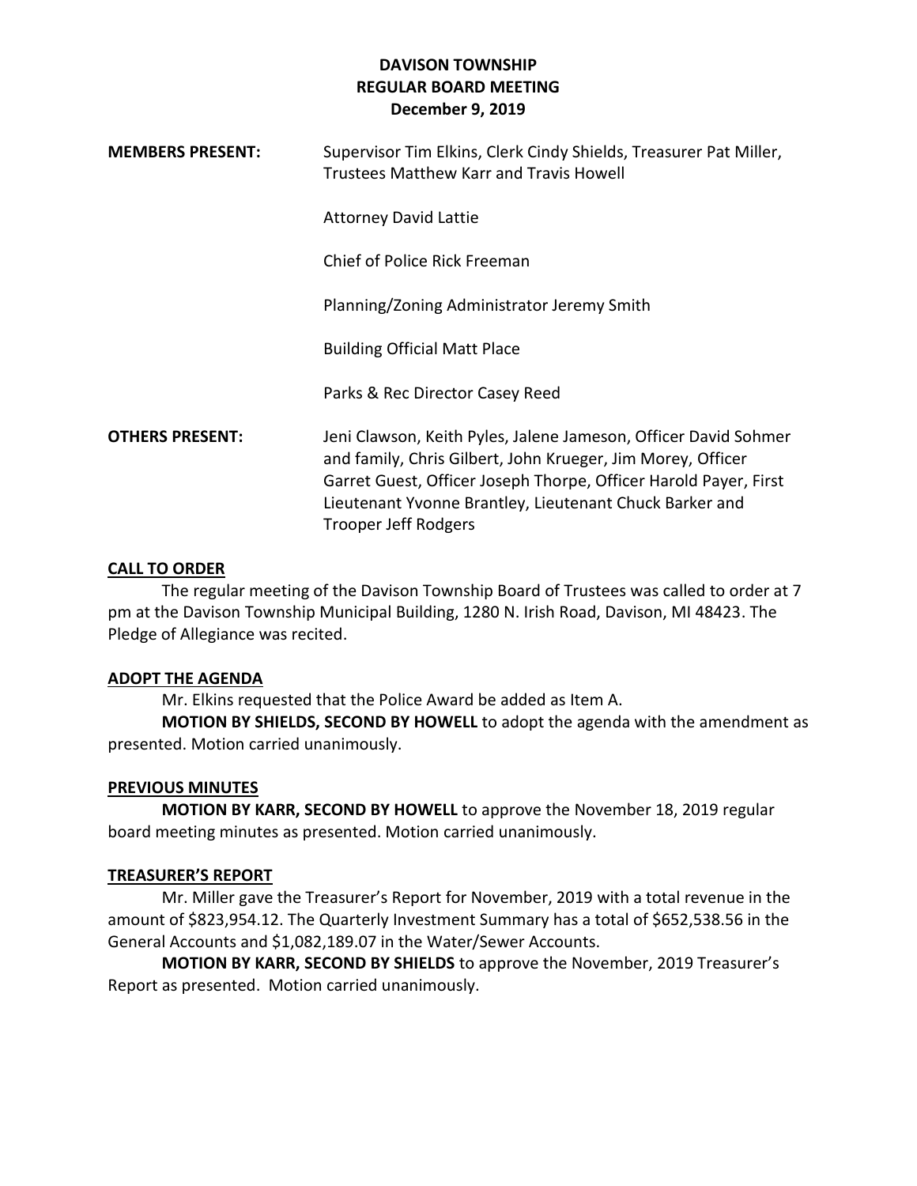# DAVISON TOWNSHIP
## REGULAR BOARD MEETING
### December 9, 2019

**MEMBERS PRESENT:** Supervisor Tim Elkins, Clerk Cindy Shields, Treasurer Pat Miller, Trustees Matthew Karr and Travis Howell

Attorney David Lattie

Chief of Police Rick Freeman

Planning/Zoning Administrator Jeremy Smith

Building Official Matt Place

Parks & Rec Director Casey Reed

**OTHERS PRESENT:** Jeni Clawson, Keith Pyles, Jalene Jameson, Officer David Sohmer and family, Chris Gilbert, John Krueger, Jim Morey, Officer Garret Guest, Officer Joseph Thorpe, Officer Harold Payer, First Lieutenant Yvonne Brantley, Lieutenant Chuck Barker and Trooper Jeff Rodgers

**CALL TO ORDER**

The regular meeting of the Davison Township Board of Trustees was called to order at 7 pm at the Davison Township Municipal Building, 1280 N. Irish Road, Davison, MI 48423. The Pledge of Allegiance was recited.

**ADOPT THE AGENDA**

Mr. Elkins requested that the Police Award be added as Item A.

**MOTION BY SHIELDS, SECOND BY HOWELL** to adopt the agenda with the amendment as presented. Motion carried unanimously.

**PREVIOUS MINUTES**

**MOTION BY KARR, SECOND BY HOWELL** to approve the November 18, 2019 regular board meeting minutes as presented. Motion carried unanimously.

**TREASURER'S REPORT**

Mr. Miller gave the Treasurer's Report for November, 2019 with a total revenue in the amount of $823,954.12. The Quarterly Investment Summary has a total of $652,538.56 in the General Accounts and $1,082,189.07 in the Water/Sewer Accounts.

**MOTION BY KARR, SECOND BY SHIELDS** to approve the November, 2019 Treasurer's Report as presented. Motion carried unanimously.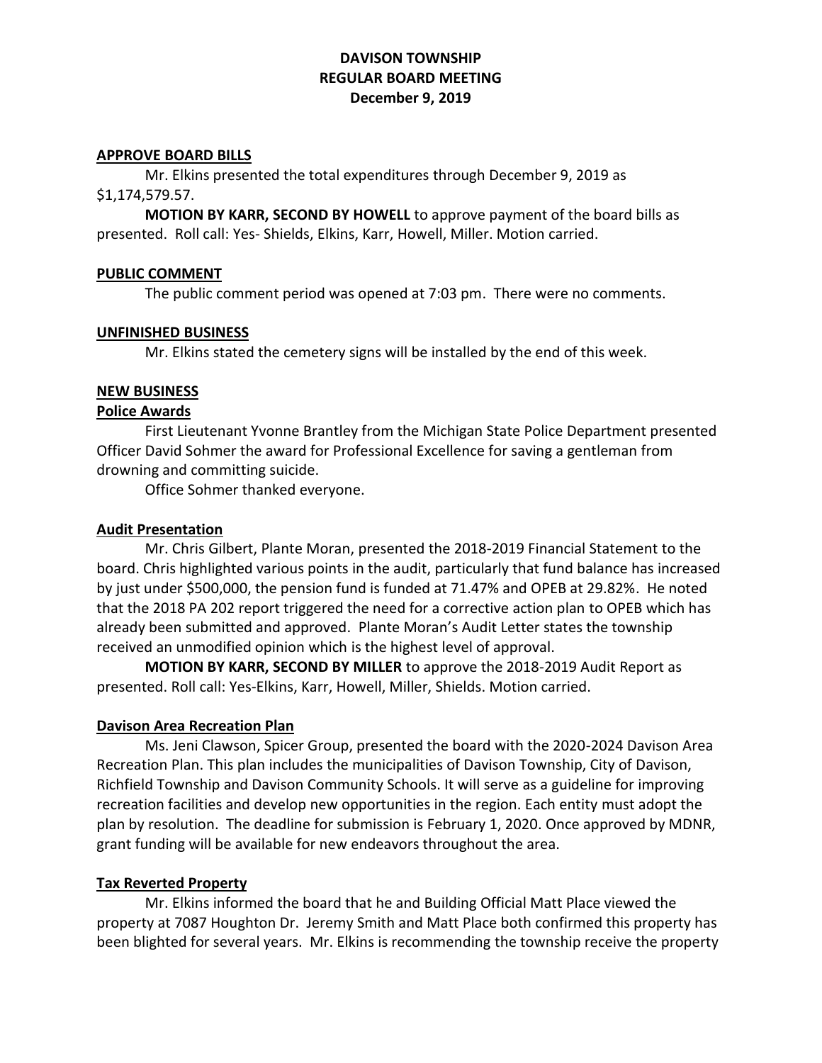# DAVISON TOWNSHIP
## REGULAR BOARD MEETING
### December 9, 2019

**APPROVE BOARD BILLS**

Mr. Elkins presented the total expenditures through December 9, 2019 as $1,174,579.57.

**MOTION BY KARR, SECOND BY HOWELL** to approve payment of the board bills as presented. Roll call: Yes- Shields, Elkins, Karr, Howell, Miller. Motion carried.

**PUBLIC COMMENT**

The public comment period was opened at 7:03 pm. There were no comments.

**UNFINISHED BUSINESS**

Mr. Elkins stated the cemetery signs will be installed by the end of this week.

**NEW BUSINESS**

**Police Awards**

First Lieutenant Yvonne Brantley from the Michigan State Police Department presented Officer David Sohmer the award for Professional Excellence for saving a gentleman from drowning and committing suicide.

Office Sohmer thanked everyone.

**Audit Presentation**

Mr. Chris Gilbert, Plante Moran, presented the 2018-2019 Financial Statement to the board. Chris highlighted various points in the audit, particularly that fund balance has increased by just under $500,000, the pension fund is funded at 71.47% and OPEB at 29.82%. He noted that the 2018 PA 202 report triggered the need for a corrective action plan to OPEB which has already been submitted and approved. Plante Moran's Audit Letter states the township received an unmodified opinion which is the highest level of approval.

**MOTION BY KARR, SECOND BY MILLER** to approve the 2018-2019 Audit Report as presented. Roll call: Yes-Elkins, Karr, Howell, Miller, Shields. Motion carried.

**Davison Area Recreation Plan**

Ms. Jeni Clawson, Spicer Group, presented the board with the 2020-2024 Davison Area Recreation Plan. This plan includes the municipalities of Davison Township, City of Davison, Richfield Township and Davison Community Schools. It will serve as a guideline for improving recreation facilities and develop new opportunities in the region. Each entity must adopt the plan by resolution. The deadline for submission is February 1, 2020. Once approved by MDNR, grant funding will be available for new endeavors throughout the area.

**Tax Reverted Property**

Mr. Elkins informed the board that he and Building Official Matt Place viewed the property at 7087 Houghton Dr. Jeremy Smith and Matt Place both confirmed this property has been blighted for several years. Mr. Elkins is recommending the township receive the property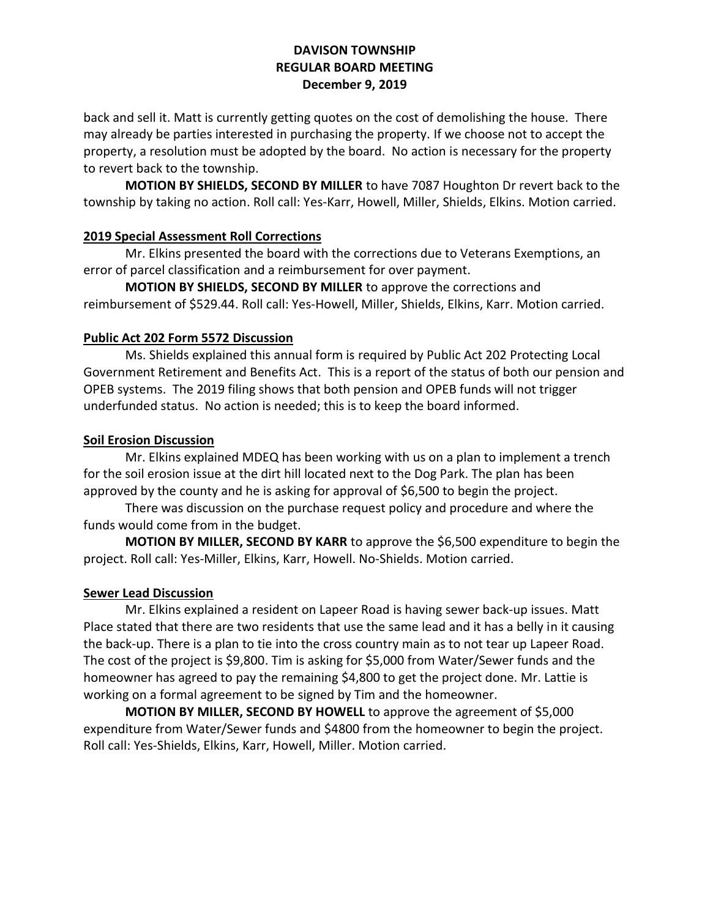back and sell it. Matt is currently getting quotes on the cost of demolishing the house. There may already be parties interested in purchasing the property. If we choose not to accept the property, a resolution must be adopted by the board. No action is necessary for the property to revert back to the township.

**MOTION BY SHIELDS, SECOND BY MILLER** to have 7087 Houghton Dr revert back to the township by taking no action. Roll call: Yes-Karr, Howell, Miller, Shields, Elkins. Motion carried.

**2019 Special Assessment Roll Corrections**

Mr. Elkins presented the board with the corrections due to Veterans Exemptions, an error of parcel classification and a reimbursement for over payment.

**MOTION BY SHIELDS, SECOND BY MILLER** to approve the corrections and reimbursement of $529.44. Roll call: Yes-Howell, Miller, Shields, Elkins, Karr. Motion carried.

**Public Act 202 Form 5572 Discussion**

Ms. Shields explained this annual form is required by Public Act 202 Protecting Local Government Retirement and Benefits Act. This is a report of the status of both our pension and OPEB systems. The 2019 filing shows that both pension and OPEB funds will not trigger underfunded status. No action is needed; this is to keep the board informed.

**Soil Erosion Discussion**

Mr. Elkins explained MDEQ has been working with us on a plan to implement a trench for the soil erosion issue at the dirt hill located next to the Dog Park. The plan has been approved by the county and he is asking for approval of $6,500 to begin the project.

There was discussion on the purchase request policy and procedure and where the funds would come from in the budget.

**MOTION BY MILLER, SECOND BY KARR** to approve the $6,500 expenditure to begin the project. Roll call: Yes-Miller, Elkins, Karr, Howell. No-Shields. Motion carried.

**Sewer Lead Discussion**

Mr. Elkins explained a resident on Lapeer Road is having sewer back-up issues. Matt Place stated that there are two residents that use the same lead and it has a belly in it causing the back-up. There is a plan to tie into the cross country main as to not tear up Lapeer Road. The cost of the project is $9,800. Tim is asking for $5,000 from Water/Sewer funds and the homeowner has agreed to pay the remaining $4,800 to get the project done. Mr. Lattie is working on a formal agreement to be signed by Tim and the homeowner.

**MOTION BY MILLER, SECOND BY HOWELL** to approve the agreement of $5,000 expenditure from Water/Sewer funds and $4800 from the homeowner to begin the project. Roll call: Yes-Shields, Elkins, Karr, Howell, Miller. Motion carried.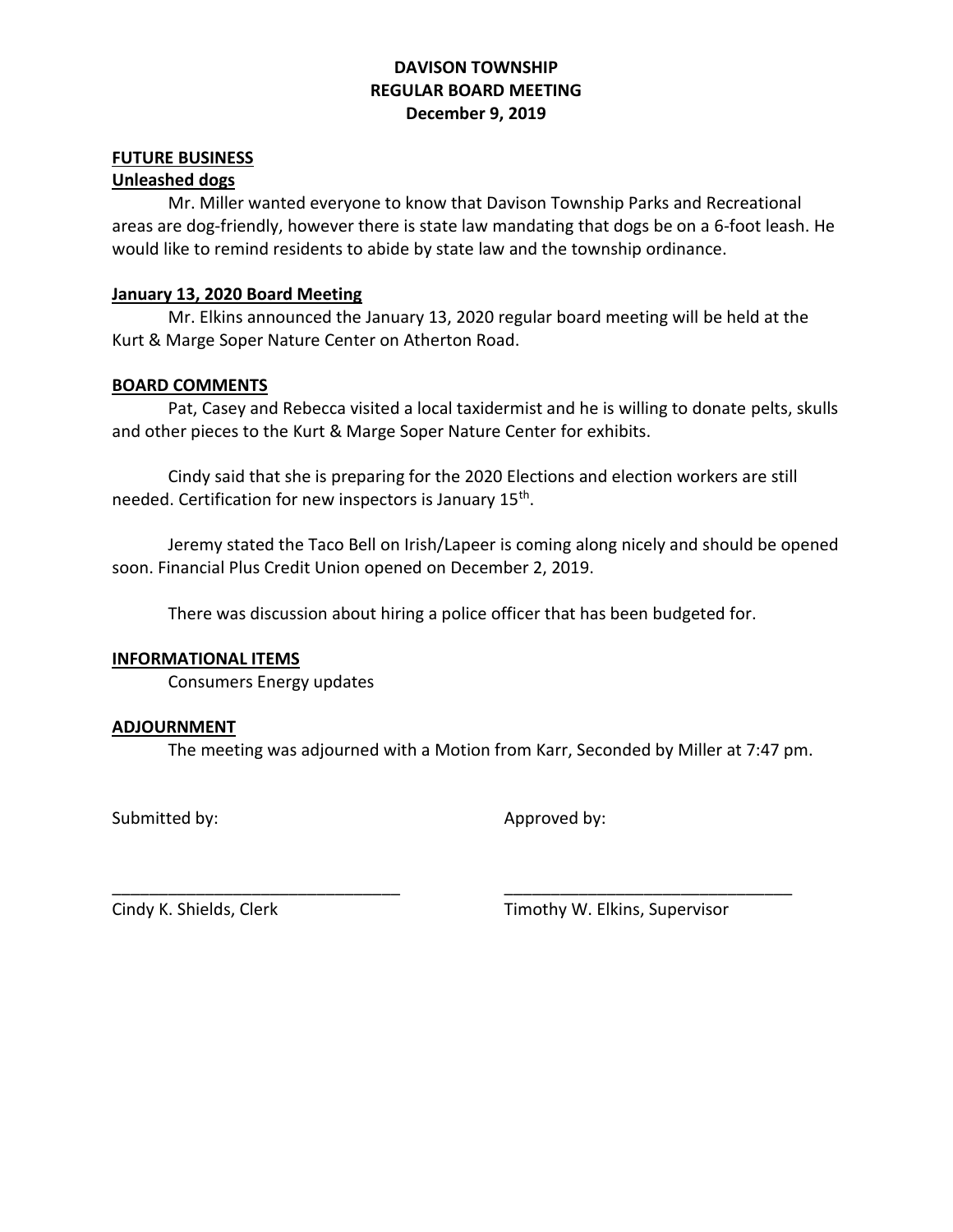**DAVISON TOWNSHIP**
**REGULAR BOARD MEETING**
**December 9, 2019**

## FUTURE BUSINESS

### Unleashed dogs

Mr. Miller wanted everyone to know that Davison Township Parks and Recreational areas are dog-friendly, however there is state law mandating that dogs be on a 6-foot leash. He would like to remind residents to abide by state law and the township ordinance.

### January 13, 2020 Board Meeting

Mr. Elkins announced the January 13, 2020 regular board meeting will be held at the Kurt & Marge Soper Nature Center on Atherton Road.

## BOARD COMMENTS

Pat, Casey and Rebecca visited a local taxidermist and he is willing to donate pelts, skulls and other pieces to the Kurt & Marge Soper Nature Center for exhibits.

Cindy said that she is preparing for the 2020 Elections and election workers are still needed. Certification for new inspectors is January 15th.

Jeremy stated the Taco Bell on Irish/Lapeer is coming along nicely and should be opened soon. Financial Plus Credit Union opened on December 2, 2019.

There was discussion about hiring a police officer that has been budgeted for.

## INFORMATIONAL ITEMS

Consumers Energy updates

## ADJOURNMENT

The meeting was adjourned with a Motion from Karr, Seconded by Miller at 7:47 pm.

Submitted by: Approved by:

_______________________________ _______________________________

Cindy K. Shields, Clerk Timothy W. Elkins, Supervisor